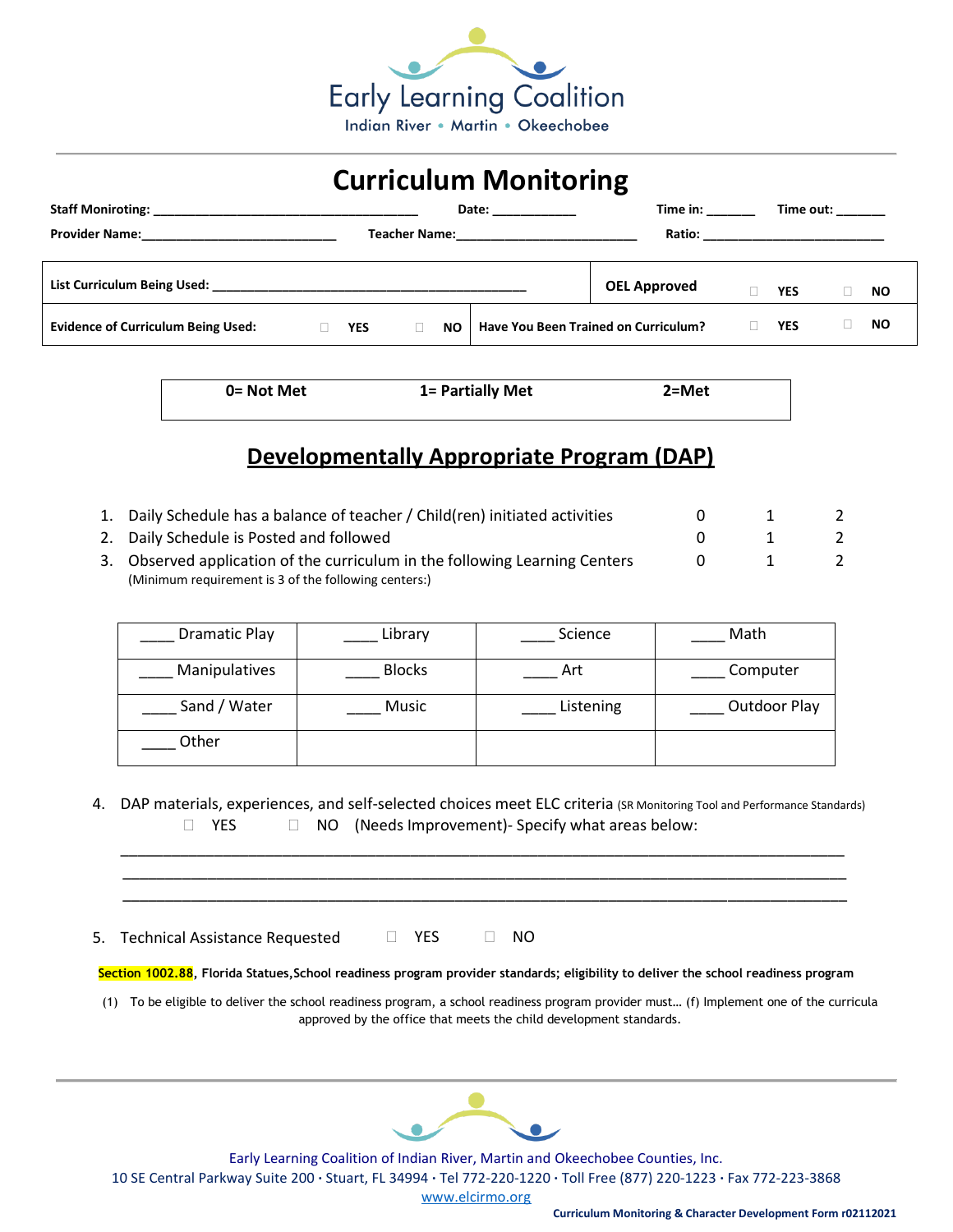Early Learning Coalition
Indian River • Martin • Okeechobee

# Curriculum Monitoring

**Staff Moniroting:** ___________________________________ **Date:** ___________ **Time in:** ______ **Time out:** ______

**Provider Name:**__________________________ **Teacher Name:**________________________ **Ratio:** _________________________

| | |
|---|---|
| **List Curriculum Being Used:** ____________________________________________ | **OEL Approved** ☐ **YES** ☐ **NO** |
| **Evidence of Curriculum Being Used:** ☐ **YES** ☐ **NO** | **Have You Been Trained on Curriculum?** ☐ **YES** ☐ **NO** |

| **0= Not Met** | **1= Partially Met** | **2=Met** |
|---|---|---|

## Developmentally Appropriate Program (DAP)

| | | | | |
|---|---|---|---|---|
| 1. | Daily Schedule has a balance of teacher / Child(ren) initiated activities | 0 | 1 | 2 |
| 2. | Daily Schedule is Posted and followed | 0 | 1 | 2 |
| 3. | Observed application of the curriculum in the following Learning Centers (Minimum requirement is 3 of the following centers:) | 0 | 1 | 2 |

| | | | |
|---|---|---|---|
| ____ Dramatic Play | ____ Library | ____ Science | ____ Math |
| ____ Manipulatives | ____ Blocks | ____ Art | ____ Computer |
| ____ Sand / Water | ____ Music | ____ Listening | ____ Outdoor Play |
| ____ Other | | | |

4. DAP materials, experiences, and self-selected choices meet ELC criteria (SR Monitoring Tool and Performance Standards)
   ☐ YES ☐ NO (Needs Improvement)- Specify what areas below:

   ____________________________________________________________________________________
   ____________________________________________________________________________________
   ____________________________________________________________________________________

5. Technical Assistance Requested ☐ YES ☐ NO

**Section 1002.88, Florida Statues,School readiness program provider standards; eligibility to deliver the school readiness program**

(1) To be eligible to deliver the school readiness program, a school readiness program provider must… (f) Implement one of the curricula approved by the office that meets the child development standards.

Early Learning Coalition of Indian River, Martin and Okeechobee Counties, Inc.
10 SE Central Parkway Suite 200 · Stuart, FL 34994 · Tel 772-220-1220 · Toll Free (877) 220-1223 · Fax 772-223-3868
www.elcirmo.org

**Curriculum Monitoring & Character Development Form r02112021**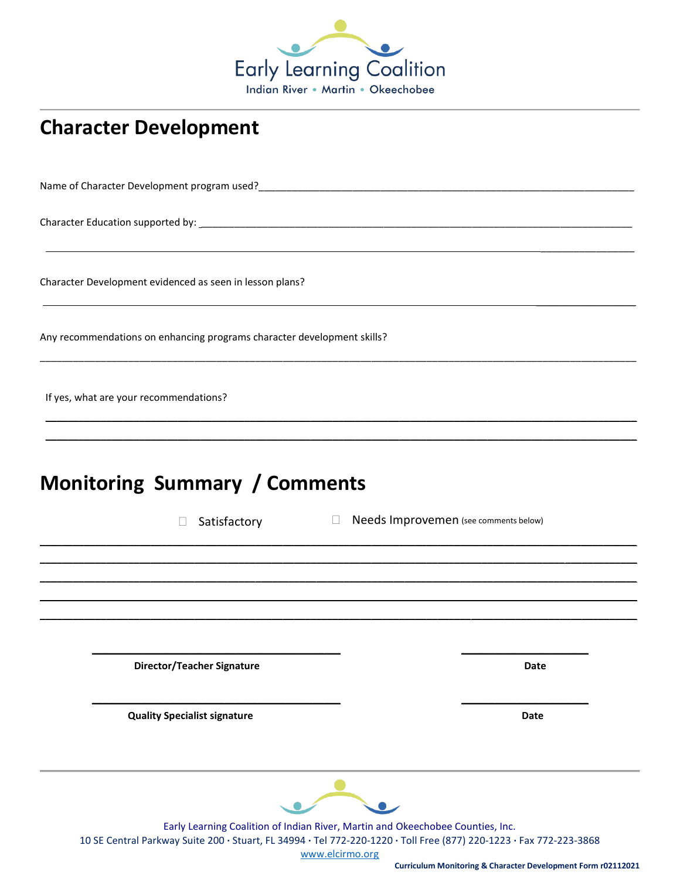Early Learning Coalition
Indian River • Martin • Okeechobee

## Character Development

Name of Character Development program used?\_\_\_\_\_\_\_\_\_\_\_\_\_\_\_\_\_\_\_\_\_\_\_\_\_\_\_\_\_\_\_\_\_\_\_\_\_\_\_\_\_\_\_\_\_\_\_\_\_\_\_\_\_\_\_\_\_\_\_\_\_\_\_\_

Character Education supported by: \_\_\_\_\_\_\_\_\_\_\_\_\_\_\_\_\_\_\_\_\_\_\_\_\_\_\_\_\_\_\_\_\_\_\_\_\_\_\_\_\_\_\_\_\_\_\_\_\_\_\_\_\_\_\_\_\_\_\_\_\_\_\_\_\_\_\_\_\_

\_\_\_\_\_\_\_\_\_\_\_\_\_\_\_\_\_\_\_\_\_\_\_\_\_\_\_\_\_\_\_\_\_\_\_\_\_\_\_\_\_\_\_\_\_\_\_\_\_\_\_\_\_\_\_\_\_\_\_\_\_\_\_\_\_\_\_\_\_\_\_\_\_\_\_\_\_\_\_\_\_\_\_\_\_\_\_\_\_\_\_\_\_\_\_\_\_\_

Character Development evidenced as seen in lesson plans?

\_\_\_\_\_\_\_\_\_\_\_\_\_\_\_\_\_\_\_\_\_\_\_\_\_\_\_\_\_\_\_\_\_\_\_\_\_\_\_\_\_\_\_\_\_\_\_\_\_\_\_\_\_\_\_\_\_\_\_\_\_\_\_\_\_\_\_\_\_\_\_\_\_\_\_\_\_\_\_\_\_\_\_\_\_\_\_\_\_\_\_\_\_\_\_\_\_\_

Any recommendations on enhancing programs character development skills?

\_\_\_\_\_\_\_\_\_\_\_\_\_\_\_\_\_\_\_\_\_\_\_\_\_\_\_\_\_\_\_\_\_\_\_\_\_\_\_\_\_\_\_\_\_\_\_\_\_\_\_\_\_\_\_\_\_\_\_\_\_\_\_\_\_\_\_\_\_\_\_\_\_\_\_\_\_\_\_\_\_\_\_\_\_\_\_\_\_\_\_\_\_\_\_\_\_\_

If yes, what are your recommendations?

\_\_\_\_\_\_\_\_\_\_\_\_\_\_\_\_\_\_\_\_\_\_\_\_\_\_\_\_\_\_\_\_\_\_\_\_\_\_\_\_\_\_\_\_\_\_\_\_\_\_\_\_\_\_\_\_\_\_\_\_\_\_\_\_\_\_\_\_\_\_\_\_\_\_\_\_\_\_\_\_\_\_\_\_\_\_\_\_\_\_\_\_\_\_\_\_\_\_

\_\_\_\_\_\_\_\_\_\_\_\_\_\_\_\_\_\_\_\_\_\_\_\_\_\_\_\_\_\_\_\_\_\_\_\_\_\_\_\_\_\_\_\_\_\_\_\_\_\_\_\_\_\_\_\_\_\_\_\_\_\_\_\_\_\_\_\_\_\_\_\_\_\_\_\_\_\_\_\_\_\_\_\_\_\_\_\_\_\_\_\_\_\_\_\_\_\_

## Monitoring Summary / Comments

☐ Satisfactory ☐ Needs Improvemen (see comments below)

\_\_\_\_\_\_\_\_\_\_\_\_\_\_\_\_\_\_\_\_\_\_\_\_\_\_\_\_\_\_\_\_\_\_\_\_\_\_\_\_\_\_\_\_\_\_\_\_\_\_\_\_\_\_\_\_\_\_\_\_\_\_\_\_\_\_\_\_\_\_\_\_\_\_\_\_\_\_\_\_\_\_\_\_\_\_\_\_\_\_\_\_\_\_\_\_\_\_

\_\_\_\_\_\_\_\_\_\_\_\_\_\_\_\_\_\_\_\_\_\_\_\_\_\_\_\_\_\_\_\_\_\_\_\_\_\_\_\_\_\_\_\_\_\_\_\_\_\_\_\_\_\_\_\_\_\_\_\_\_\_\_\_\_\_\_\_\_\_\_\_\_\_\_\_\_\_\_\_\_\_\_\_\_\_\_\_\_\_\_\_\_\_\_\_\_\_

\_\_\_\_\_\_\_\_\_\_\_\_\_\_\_\_\_\_\_\_\_\_\_\_\_\_\_\_\_\_\_\_\_\_\_\_\_\_\_\_\_\_\_\_\_\_\_\_\_\_\_\_\_\_\_\_\_\_\_\_\_\_\_\_\_\_\_\_\_\_\_\_\_\_\_\_\_\_\_\_\_\_\_\_\_\_\_\_\_\_\_\_\_\_\_\_\_\_

\_\_\_\_\_\_\_\_\_\_\_\_\_\_\_\_\_\_\_\_\_\_\_\_\_\_\_\_\_\_\_\_\_\_\_\_\_\_\_\_\_\_\_\_\_\_\_\_\_\_\_\_\_\_\_\_\_\_\_\_\_\_\_\_\_\_\_\_\_\_\_\_\_\_\_\_\_\_\_\_\_\_\_\_\_\_\_\_\_\_\_\_\_\_\_\_\_\_

\_\_\_\_\_\_\_\_\_\_\_\_\_\_\_\_\_\_\_\_\_\_\_\_\_\_\_\_\_\_\_\_\_\_\_\_\_\_\_\_\_\_\_\_\_\_\_\_\_\_\_\_\_\_\_\_\_\_\_\_\_\_\_\_\_\_\_\_\_\_\_\_\_\_\_\_\_\_\_\_\_\_\_\_\_\_\_\_\_\_\_\_\_\_\_\_\_\_

\_\_\_\_\_\_\_\_\_\_\_\_\_\_\_\_\_\_\_\_\_\_\_\_\_\_\_\_\_\_\_\_\_\_ \_\_\_\_\_\_\_\_\_\_\_\_\_\_\_\_\_\_

**Director/Teacher Signature** **Date**

\_\_\_\_\_\_\_\_\_\_\_\_\_\_\_\_\_\_\_\_\_\_\_\_\_\_\_\_\_\_\_\_\_\_ \_\_\_\_\_\_\_\_\_\_\_\_\_\_\_\_\_\_

**Quality Specialist signature** **Date**

Early Learning Coalition of Indian River, Martin and Okeechobee Counties, Inc.
10 SE Central Parkway Suite 200 · Stuart, FL 34994 · Tel 772-220-1220 · Toll Free (877) 220-1223 · Fax 772-223-3868
www.elcirmo.org

**Curriculum Monitoring & Character Development Form r02112021**